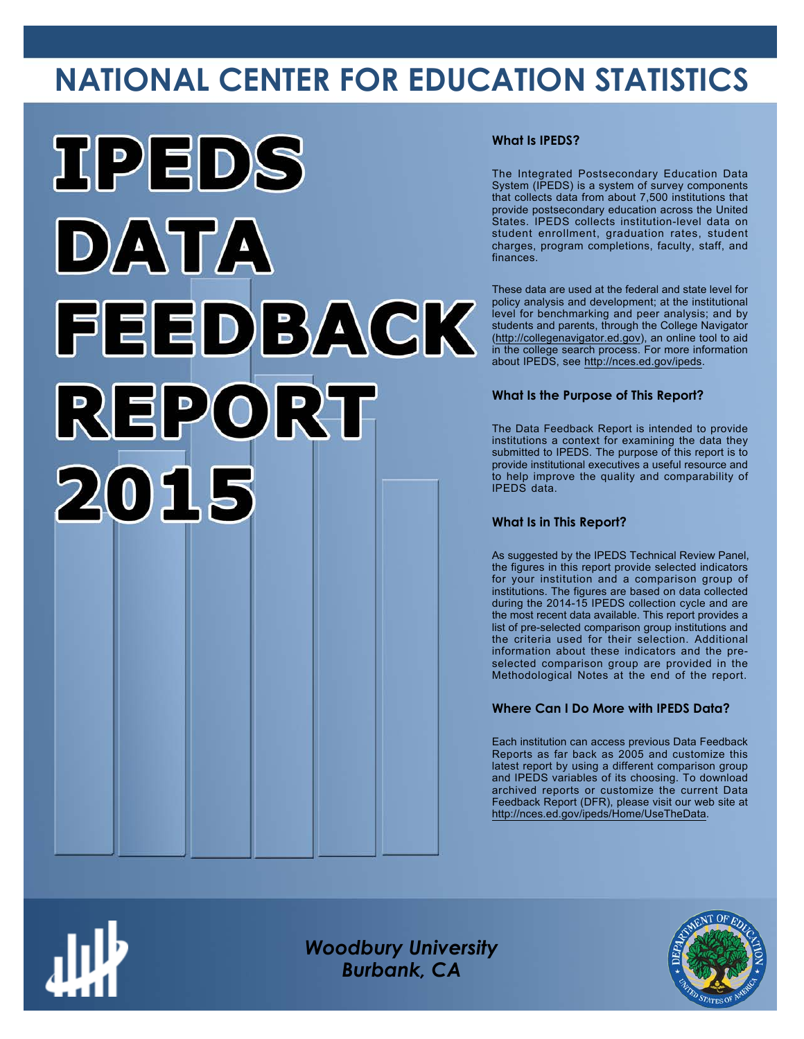# NATIONAL CENTER FOR EDUCATION STATISTICS

# IPEDS DATA FEEDBACK REPORT 2015

### What Is IPEDS?

The Integrated Postsecondary Education Data System (IPEDS) is a system of survey components that collects data from about 7,500 institutions that provide postsecondary education across the United States. IPEDS collects institution-level data on student enrollment, graduation rates, student charges, program completions, faculty, staff, and finances.

These data are used at the federal and state level for policy analysis and development; at the institutional level for benchmarking and peer analysis; and by students and parents, through the College Navigator (http://collegenavigator.ed.gov), an online tool to aid in the college search process. For more information about IPEDS, see http://nces.ed.gov/ipeds.

### What Is the Purpose of This Report?

The Data Feedback Report is intended to provide institutions a context for examining the data they submitted to IPEDS. The purpose of this report is to provide institutional executives a useful resource and to help improve the quality and comparability of IPEDS data.

### What Is in This Report?

As suggested by the IPEDS Technical Review Panel, the figures in this report provide selected indicators for your institution and a comparison group of institutions. The figures are based on data collected during the 2014-15 IPEDS collection cycle and are the most recent data available. This report provides a list of pre-selected comparison group institutions and the criteria used for their selection. Additional information about these indicators and the pre-selected comparison group are provided in the Methodological Notes at the end of the report.

### Where Can I Do More with IPEDS Data?

Each institution can access previous Data Feedback Reports as far back as 2005 and customize this latest report by using a different comparison group and IPEDS variables of its choosing. To download archived reports or customize the current Data Feedback Report (DFR), please visit our web site at http://nces.ed.gov/ipeds/Home/UseTheData.

*Woodbury University*
*Burbank, CA*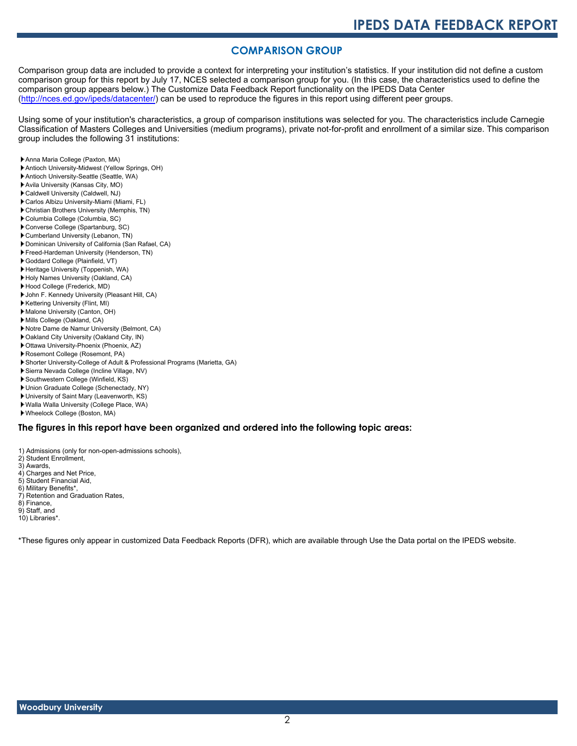## COMPARISON GROUP

Comparison group data are included to provide a context for interpreting your institution's statistics. If your institution did not define a custom comparison group for this report by July 17, NCES selected a comparison group for you. (In this case, the characteristics used to define the comparison group appears below.) The Customize Data Feedback Report functionality on the IPEDS Data Center (http://nces.ed.gov/ipeds/datacenter/) can be used to reproduce the figures in this report using different peer groups.

Using some of your institution's characteristics, a group of comparison institutions was selected for you. The characteristics include Carnegie Classification of Masters Colleges and Universities (medium programs), private not-for-profit and enrollment of a similar size. This comparison group includes the following 31 institutions:

- Anna Maria College (Paxton, MA)
- Antioch University-Midwest (Yellow Springs, OH)
- Antioch University-Seattle (Seattle, WA)
- Avila University (Kansas City, MO)
- Caldwell University (Caldwell, NJ)
- Carlos Albizu University-Miami (Miami, FL)
- Christian Brothers University (Memphis, TN)
- Columbia College (Columbia, SC)
- Converse College (Spartanburg, SC)
- Cumberland University (Lebanon, TN)
- Dominican University of California (San Rafael, CA)
- Freed-Hardeman University (Henderson, TN)
- Goddard College (Plainfield, VT)
- Heritage University (Toppenish, WA)
- Holy Names University (Oakland, CA)
- Hood College (Frederick, MD)
- John F. Kennedy University (Pleasant Hill, CA)
- Kettering University (Flint, MI)
- Malone University (Canton, OH)
- Mills College (Oakland, CA)
- Notre Dame de Namur University (Belmont, CA)
- Oakland City University (Oakland City, IN)
- Ottawa University-Phoenix (Phoenix, AZ)
- Rosemont College (Rosemont, PA)
- Shorter University-College of Adult & Professional Programs (Marietta, GA)
- Sierra Nevada College (Incline Village, NV)
- Southwestern College (Winfield, KS)
- Union Graduate College (Schenectady, NY)
- University of Saint Mary (Leavenworth, KS)
- Walla Walla University (College Place, WA)
- Wheelock College (Boston, MA)

### The figures in this report have been organized and ordered into the following topic areas:

1) Admissions (only for non-open-admissions schools),
2) Student Enrollment,
3) Awards,
4) Charges and Net Price,
5) Student Financial Aid,
6) Military Benefits*,
7) Retention and Graduation Rates,
8) Finance,
9) Staff, and
10) Libraries*.

*These figures only appear in customized Data Feedback Reports (DFR), which are available through Use the Data portal on the IPEDS website.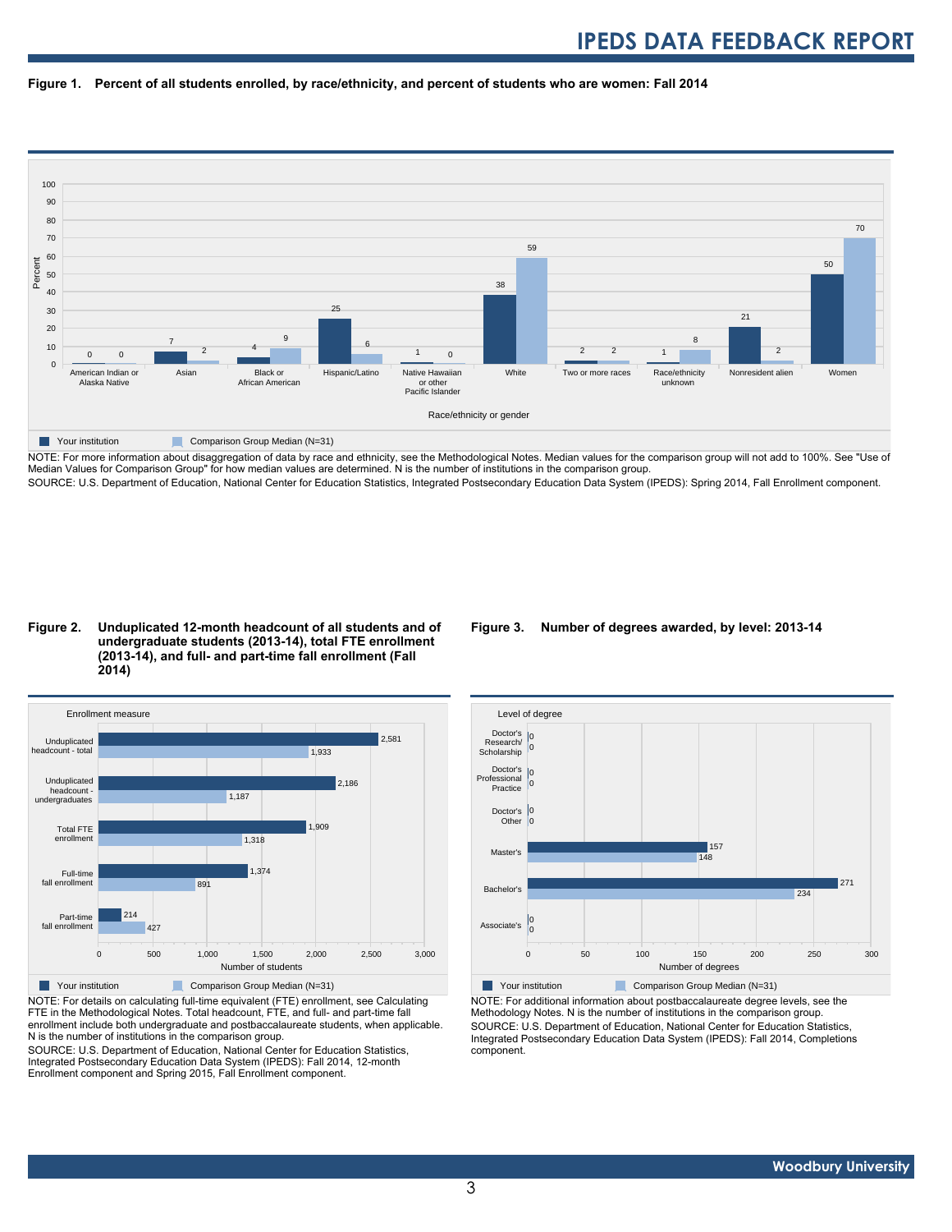**Figure 1. Percent of all students enrolled, by race/ethnicity, and percent of students who are women: Fall 2014**

| Race/ethnicity or gender | Your institution | Comparison Group Median (N=31) |
|---|---|---|
| American Indian or Alaska Native | 0 | 0 |
| Asian | 7 | 2 |
| Black or African American | 4 | 9 |
| Hispanic/Latino | 25 | 6 |
| Native Hawaiian or other Pacific Islander | 1 | 0 |
| White | 38 | 59 |
| Two or more races | 2 | 2 |
| Race/ethnicity unknown | 1 | 8 |
| Nonresident alien | 21 | 2 |
| Women | 50 | 70 |

NOTE: For more information about disaggregation of data by race and ethnicity, see the Methodological Notes. Median values for the comparison group will not add to 100%. See "Use of Median Values for Comparison Group" for how median values are determined. N is the number of institutions in the comparison group.

SOURCE: U.S. Department of Education, National Center for Education Statistics, Integrated Postsecondary Education Data System (IPEDS): Spring 2014, Fall Enrollment component.

**Figure 2. Unduplicated 12-month headcount of all students and of undergraduate students (2013-14), total FTE enrollment (2013-14), and full- and part-time fall enrollment (Fall 2014)**

| Enrollment measure | Your institution | Comparison Group Median (N=31) |
|---|---|---|
| Unduplicated headcount - total | 2,581 | 1,933 |
| Unduplicated headcount - undergraduates | 2,186 | 1,187 |
| Total FTE enrollment | 1,909 | 1,318 |
| Full-time fall enrollment | 1,374 | 891 |
| Part-time fall enrollment | 214 | 427 |

NOTE: For details on calculating full-time equivalent (FTE) enrollment, see Calculating FTE in the Methodological Notes. Total headcount, FTE, and full- and part-time fall enrollment include both undergraduate and postbaccalaureate students, when applicable. N is the number of institutions in the comparison group.

SOURCE: U.S. Department of Education, National Center for Education Statistics, Integrated Postsecondary Education Data System (IPEDS): Fall 2014, 12-month Enrollment component and Spring 2015, Fall Enrollment component.

**Figure 3. Number of degrees awarded, by level: 2013-14**

| Level of degree | Your institution | Comparison Group Median (N=31) |
|---|---|---|
| Doctor's Research/ Scholarship | 0 | 0 |
| Doctor's Professional Practice | 0 | 0 |
| Doctor's Other | 0 | 0 |
| Master's | 157 | 148 |
| Bachelor's | 271 | 234 |
| Associate's | 0 | 0 |

NOTE: For additional information about postbaccalaureate degree levels, see the Methodology Notes. N is the number of institutions in the comparison group.

SOURCE: U.S. Department of Education, National Center for Education Statistics, Integrated Postsecondary Education Data System (IPEDS): Fall 2014, Completions component.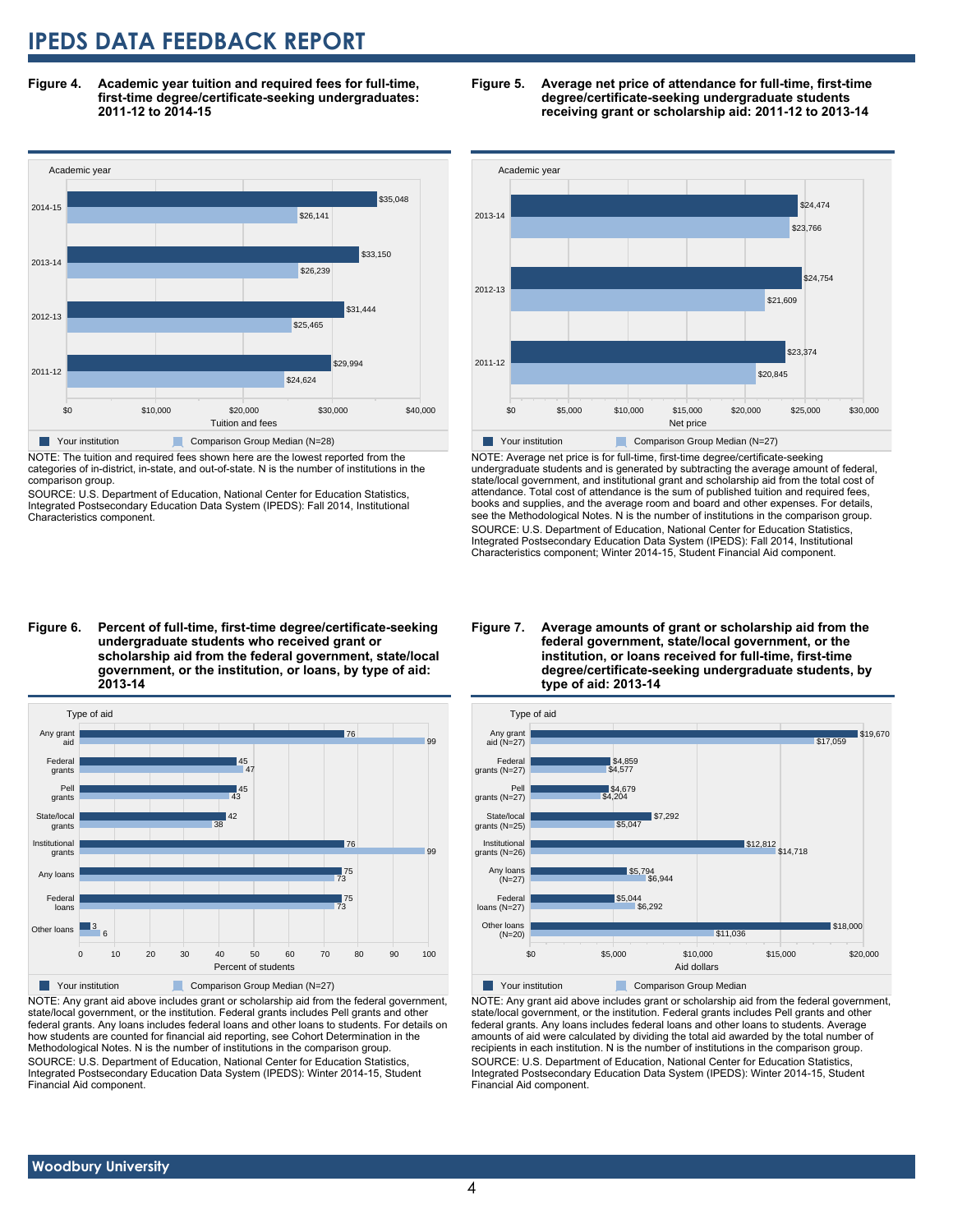**Figure 4. Academic year tuition and required fees for full-time, first-time degree/certificate-seeking undergraduates: 2011-12 to 2014-15**

| Academic year | Your institution | Comparison Group Median (N=28) |
|---|---|---|
| 2014-15 | $35,048 | $26,141 |
| 2013-14 | $33,150 | $26,239 |
| 2012-13 | $31,444 | $25,465 |
| 2011-12 | $29,994 | $24,624 |

NOTE: The tuition and required fees shown here are the lowest reported from the categories of in-district, in-state, and out-of-state. N is the number of institutions in the comparison group.

SOURCE: U.S. Department of Education, National Center for Education Statistics, Integrated Postsecondary Education Data System (IPEDS): Fall 2014, Institutional Characteristics component.

**Figure 5. Average net price of attendance for full-time, first-time degree/certificate-seeking undergraduate students receiving grant or scholarship aid: 2011-12 to 2013-14**

| Academic year | Your institution | Comparison Group Median (N=27) |
|---|---|---|
| 2013-14 | $24,474 | $23,766 |
| 2012-13 | $24,754 | $21,609 |
| 2011-12 | $23,374 | $20,845 |

NOTE: Average net price is for full-time, first-time degree/certificate-seeking undergraduate students and is generated by subtracting the average amount of federal, state/local government, and institutional grant and scholarship aid from the total cost of attendance. Total cost of attendance is the sum of published tuition and required fees, books and supplies, and the average room and board and other expenses. For details, see the Methodological Notes. N is the number of institutions in the comparison group.

SOURCE: U.S. Department of Education, National Center for Education Statistics, Integrated Postsecondary Education Data System (IPEDS): Fall 2014, Institutional Characteristics component; Winter 2014-15, Student Financial Aid component.

**Figure 6. Percent of full-time, first-time degree/certificate-seeking undergraduate students who received grant or scholarship aid from the federal government, state/local government, or the institution, or loans, by type of aid: 2013-14**

| Type of aid | Your institution | Comparison Group Median (N=27) |
|---|---|---|
| Any grant aid | 76 | 99 |
| Federal grants | 45 | 47 |
| Pell grants | 45 | 43 |
| State/local grants | 42 | 38 |
| Institutional grants | 76 | 99 |
| Any loans | 75 | 73 |
| Federal loans | 75 | 73 |
| Other loans | 3 | 6 |

NOTE: Any grant aid above includes grant or scholarship aid from the federal government, state/local government, or the institution. Federal grants includes Pell grants and other federal grants. Any loans includes federal loans and other loans to students. For details on how students are counted for financial aid reporting, see Cohort Determination in the Methodological Notes. N is the number of institutions in the comparison group.

SOURCE: U.S. Department of Education, National Center for Education Statistics, Integrated Postsecondary Education Data System (IPEDS): Winter 2014-15, Student Financial Aid component.

**Figure 7. Average amounts of grant or scholarship aid from the federal government, state/local government, or the institution, or loans received for full-time, first-time degree/certificate-seeking undergraduate students, by type of aid: 2013-14**

| Type of aid | Your institution | Comparison Group Median |
|---|---|---|
| Any grant aid (N=27) | $19,670 | $17,059 |
| Federal grants (N=27) | $4,859 | $4,577 |
| Pell grants (N=27) | $4,679 | $4,204 |
| State/local grants (N=25) | $7,292 | $5,047 |
| Institutional grants (N=26) | $12,812 | $14,718 |
| Any loans (N=27) | $5,794 | $6,944 |
| Federal loans (N=27) | $5,044 | $6,292 |
| Other loans (N=20) | $18,000 | $11,036 |

NOTE: Any grant aid above includes grant or scholarship aid from the federal government, state/local government, or the institution. Federal grants includes Pell grants and other federal grants. Any loans includes federal loans and other loans to students. Average amounts of aid were calculated by dividing the total aid awarded by the total number of recipients in each institution. N is the number of institutions in the comparison group.

SOURCE: U.S. Department of Education, National Center for Education Statistics, Integrated Postsecondary Education Data System (IPEDS): Winter 2014-15, Student Financial Aid component.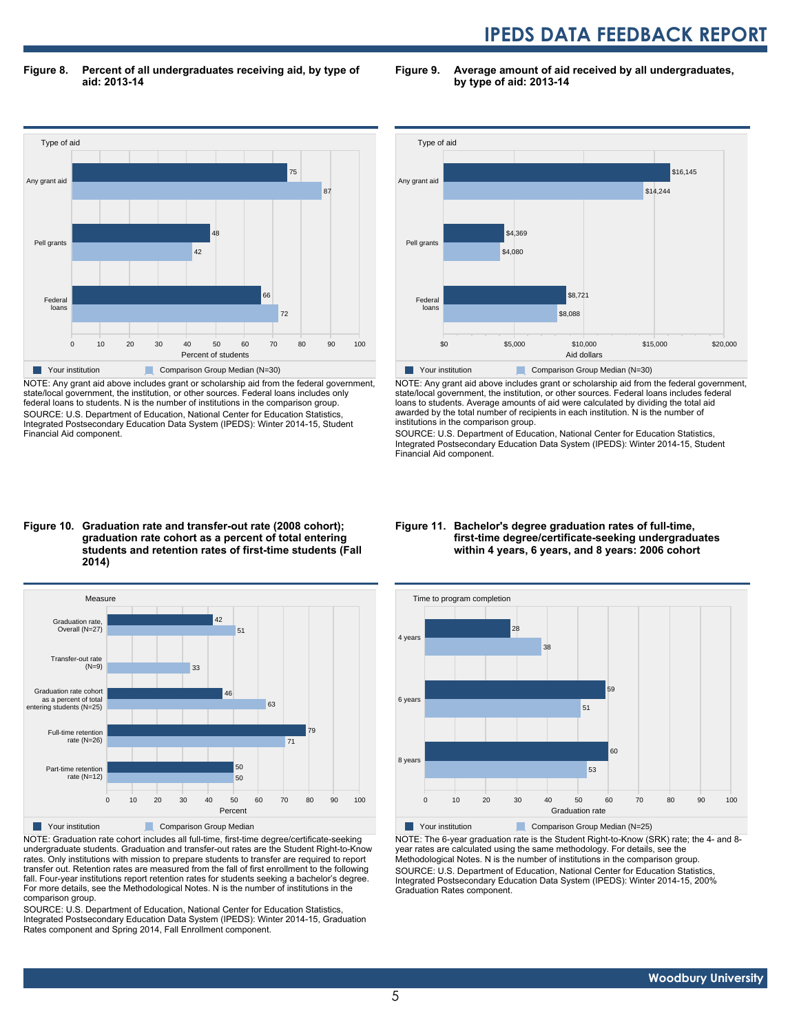**Figure 8. Percent of all undergraduates receiving aid, by type of aid: 2013-14**

| Type of aid | Your institution | Comparison Group Median (N=30) |
|---|---|---|
| Any grant aid | 75 | 87 |
| Pell grants | 48 | 42 |
| Federal loans | 66 | 72 |

Percent of students

NOTE: Any grant aid above includes grant or scholarship aid from the federal government, state/local government, the institution, or other sources. Federal loans includes only federal loans to students. N is the number of institutions in the comparison group.
SOURCE: U.S. Department of Education, National Center for Education Statistics, Integrated Postsecondary Education Data System (IPEDS): Winter 2014-15, Student Financial Aid component.

**Figure 9. Average amount of aid received by all undergraduates, by type of aid: 2013-14**

| Type of aid | Your institution | Comparison Group Median (N=30) |
|---|---|---|
| Any grant aid | $16,145 | $14,244 |
| Pell grants | $4,369 | $4,080 |
| Federal loans | $8,721 | $8,088 |

Aid dollars

NOTE: Any grant aid above includes grant or scholarship aid from the federal government, state/local government, the institution, or other sources. Federal loans includes federal loans to students. Average amounts of aid were calculated by dividing the total aid awarded by the total number of recipients in each institution. N is the number of institutions in the comparison group.
SOURCE: U.S. Department of Education, National Center for Education Statistics, Integrated Postsecondary Education Data System (IPEDS): Winter 2014-15, Student Financial Aid component.

**Figure 10. Graduation rate and transfer-out rate (2008 cohort); graduation rate cohort as a percent of total entering students and retention rates of first-time students (Fall 2014)**

| Measure | Your institution | Comparison Group Median |
|---|---|---|
| Graduation rate, Overall (N=27) | 42 | 51 |
| Transfer-out rate (N=9) | | 33 |
| Graduation rate cohort as a percent of total entering students (N=25) | 46 | 63 |
| Full-time retention rate (N=26) | 79 | 71 |
| Part-time retention rate (N=12) | 50 | 50 |

Percent

NOTE: Graduation rate cohort includes all full-time, first-time degree/certificate-seeking undergraduate students. Graduation and transfer-out rates are the Student Right-to-Know rates. Only institutions with mission to prepare students to transfer are required to report transfer out. Retention rates are measured from the fall of first enrollment to the following fall. Four-year institutions report retention rates for students seeking a bachelor's degree. For more details, see the Methodological Notes. N is the number of institutions in the comparison group.
SOURCE: U.S. Department of Education, National Center for Education Statistics, Integrated Postsecondary Education Data System (IPEDS): Winter 2014-15, Graduation Rates component and Spring 2014, Fall Enrollment component.

**Figure 11. Bachelor's degree graduation rates of full-time, first-time degree/certificate-seeking undergraduates within 4 years, 6 years, and 8 years: 2006 cohort**

| Time to program completion | Your institution | Comparison Group Median (N=25) |
|---|---|---|
| 4 years | 28 | 38 |
| 6 years | 59 | 51 |
| 8 years | 60 | 53 |

Graduation rate

NOTE: The 6-year graduation rate is the Student Right-to-Know (SRK) rate; the 4- and 8-year rates are calculated using the same methodology. For details, see the Methodological Notes. N is the number of institutions in the comparison group.
SOURCE: U.S. Department of Education, National Center for Education Statistics, Integrated Postsecondary Education Data System (IPEDS): Winter 2014-15, 200% Graduation Rates component.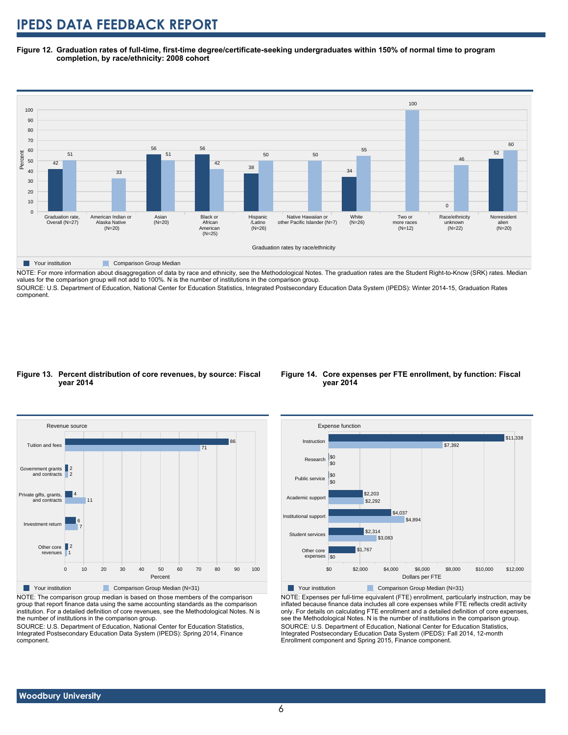**Figure 12. Graduation rates of full-time, first-time degree/certificate-seeking undergraduates within 150% of normal time to program completion, by race/ethnicity: 2008 cohort**

| Graduation rates by race/ethnicity | Your institution | Comparison Group Median |
|---|---|---|
| Graduation rate, Overall (N=27) | 42 | 51 |
| American Indian or Alaska Native (N=20) | | 33 |
| Asian (N=20) | 56 | 51 |
| Black or African American (N=25) | 56 | 42 |
| Hispanic /Latino (N=26) | 38 | 50 |
| Native Hawaiian or other Pacific Islander (N=7) | | 50 |
| White (N=26) | 34 | 55 |
| Two or more races (N=12) | | 100 |
| Race/ethnicity unknown (N=22) | 0 | 46 |
| Nonresident alien (N=20) | 52 | 60 |

NOTE: For more information about disaggregation of data by race and ethnicity, see the Methodological Notes. The graduation rates are the Student Right-to-Know (SRK) rates. Median values for the comparison group will not add to 100%. N is the number of institutions in the comparison group.

SOURCE: U.S. Department of Education, National Center for Education Statistics, Integrated Postsecondary Education Data System (IPEDS): Winter 2014-15, Graduation Rates component.

**Figure 13. Percent distribution of core revenues, by source: Fiscal year 2014**

| Revenue source | Your institution (Percent) | Comparison Group Median (N=31) (Percent) |
|---|---|---|
| Tuition and fees | 86 | 71 |
| Government grants and contracts | 2 | 2 |
| Private gifts, grants, and contracts | 4 | 11 |
| Investment return | 6 | 7 |
| Other core revenues | 2 | 1 |

NOTE: The comparison group median is based on those members of the comparison group that report finance data using the same accounting standards as the comparison institution. For a detailed definition of core revenues, see the Methodological Notes. N is the number of institutions in the comparison group.

SOURCE: U.S. Department of Education, National Center for Education Statistics, Integrated Postsecondary Education Data System (IPEDS): Spring 2014, Finance component.

**Figure 14. Core expenses per FTE enrollment, by function: Fiscal year 2014**

| Expense function | Your institution (Dollars per FTE) | Comparison Group Median (N=31) (Dollars per FTE) |
|---|---|---|
| Instruction | $11,338 | $7,392 |
| Research | $0 | $0 |
| Public service | $0 | $0 |
| Academic support | $2,203 | $2,292 |
| Institutional support | $4,037 | $4,894 |
| Student services | $2,314 | $3,083 |
| Other core expenses | $1,767 | $0 |

NOTE: Expenses per full-time equivalent (FTE) enrollment, particularly instruction, may be inflated because finance data includes all core expenses while FTE reflects credit activity only. For details on calculating FTE enrollment and a detailed definition of core expenses, see the Methodological Notes. N is the number of institutions in the comparison group.

SOURCE: U.S. Department of Education, National Center for Education Statistics, Integrated Postsecondary Education Data System (IPEDS): Fall 2014, 12-month Enrollment component and Spring 2015, Finance component.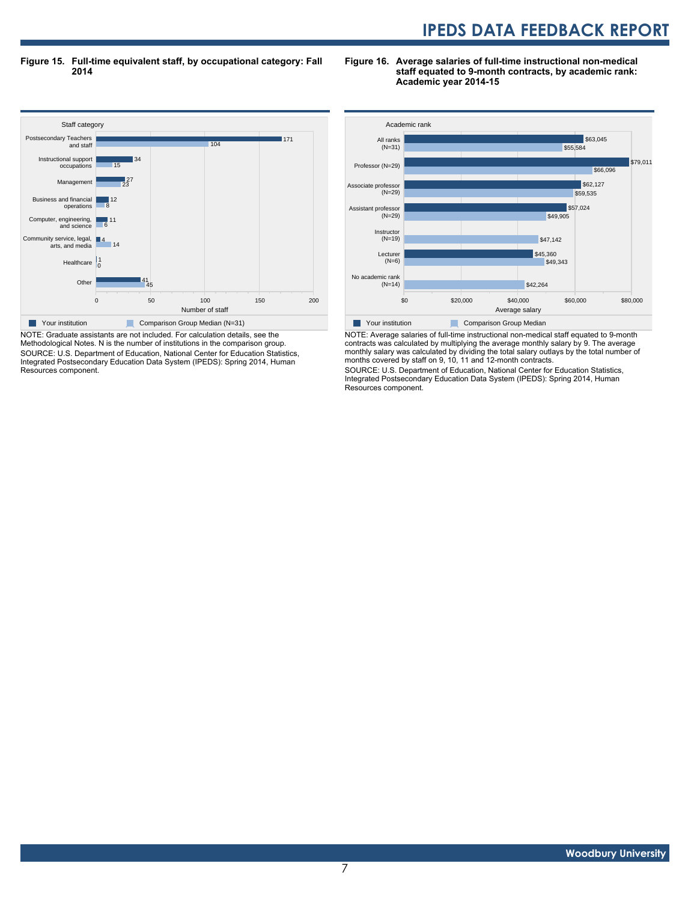**Figure 15. Full-time equivalent staff, by occupational category: Fall 2014**

| Staff category | Your institution | Comparison Group Median (N=31) |
|---|---|---|
| Postsecondary Teachers and staff | 171 | 104 |
| Instructional support occupations | 34 | 15 |
| Management | 27 | 23 |
| Business and financial operations | 12 | 8 |
| Computer, engineering, and science | 11 | 6 |
| Community service, legal, arts, and media | 4 | 14 |
| Healthcare | 1 | 0 |
| Other | 41 | 45 |

NOTE: Graduate assistants are not included. For calculation details, see the Methodological Notes. N is the number of institutions in the comparison group.
SOURCE: U.S. Department of Education, National Center for Education Statistics, Integrated Postsecondary Education Data System (IPEDS): Spring 2014, Human Resources component.

**Figure 16. Average salaries of full-time instructional non-medical staff equated to 9-month contracts, by academic rank: Academic year 2014-15**

| Academic rank | Your institution | Comparison Group Median |
|---|---|---|
| All ranks (N=31) | $63,045 | $55,584 |
| Professor (N=29) | $79,011 | $66,096 |
| Associate professor (N=29) | $62,127 | $59,535 |
| Assistant professor (N=29) | $57,024 | $49,905 |
| Instructor (N=19) | | $47,142 |
| Lecturer (N=6) | $45,360 | $49,343 |
| No academic rank (N=14) | | $42,264 |

NOTE: Average salaries of full-time instructional non-medical staff equated to 9-month contracts was calculated by multiplying the average monthly salary by 9. The average monthly salary was calculated by dividing the total salary outlays by the total number of months covered by staff on 9, 10, 11 and 12-month contracts.
SOURCE: U.S. Department of Education, National Center for Education Statistics, Integrated Postsecondary Education Data System (IPEDS): Spring 2014, Human Resources component.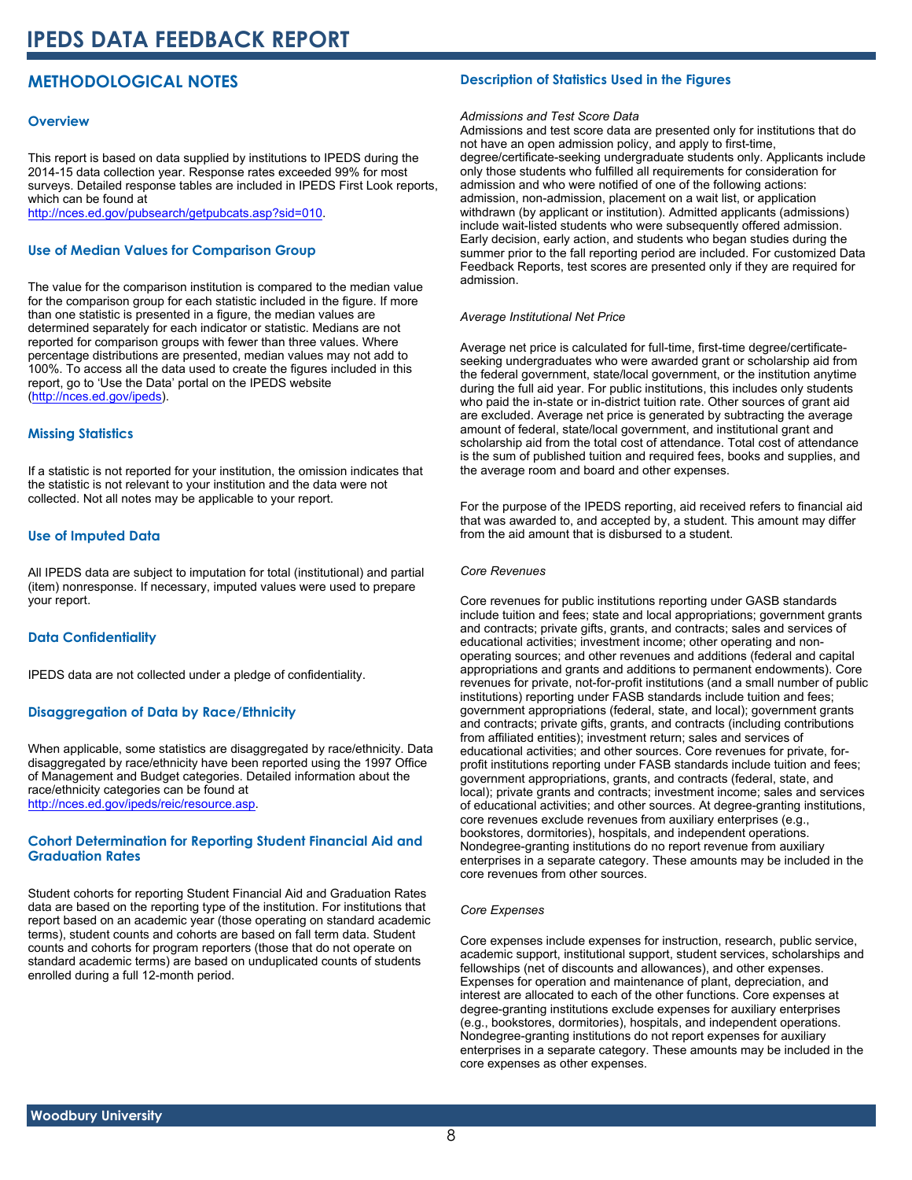# IPEDS DATA FEEDBACK REPORT

## METHODOLOGICAL NOTES

### Overview

This report is based on data supplied by institutions to IPEDS during the 2014-15 data collection year. Response rates exceeded 99% for most surveys. Detailed response tables are included in IPEDS First Look reports, which can be found at http://nces.ed.gov/pubsearch/getpubcats.asp?sid=010.

### Use of Median Values for Comparison Group

The value for the comparison institution is compared to the median value for the comparison group for each statistic included in the figure. If more than one statistic is presented in a figure, the median values are determined separately for each indicator or statistic. Medians are not reported for comparison groups with fewer than three values. Where percentage distributions are presented, median values may not add to 100%. To access all the data used to create the figures included in this report, go to 'Use the Data' portal on the IPEDS website (http://nces.ed.gov/ipeds).

### Missing Statistics

If a statistic is not reported for your institution, the omission indicates that the statistic is not relevant to your institution and the data were not collected. Not all notes may be applicable to your report.

### Use of Imputed Data

All IPEDS data are subject to imputation for total (institutional) and partial (item) nonresponse. If necessary, imputed values were used to prepare your report.

### Data Confidentiality

IPEDS data are not collected under a pledge of confidentiality.

### Disaggregation of Data by Race/Ethnicity

When applicable, some statistics are disaggregated by race/ethnicity. Data disaggregated by race/ethnicity have been reported using the 1997 Office of Management and Budget categories. Detailed information about the race/ethnicity categories can be found at http://nces.ed.gov/ipeds/reic/resource.asp.

### Cohort Determination for Reporting Student Financial Aid and Graduation Rates

Student cohorts for reporting Student Financial Aid and Graduation Rates data are based on the reporting type of the institution. For institutions that report based on an academic year (those operating on standard academic terms), student counts and cohorts are based on fall term data. Student counts and cohorts for program reporters (those that do not operate on standard academic terms) are based on unduplicated counts of students enrolled during a full 12-month period.

### Description of Statistics Used in the Figures

*Admissions and Test Score Data*

Admissions and test score data are presented only for institutions that do not have an open admission policy, and apply to first-time, degree/certificate-seeking undergraduate students only. Applicants include only those students who fulfilled all requirements for consideration for admission and who were notified of one of the following actions: admission, non-admission, placement on a wait list, or application withdrawn (by applicant or institution). Admitted applicants (admissions) include wait-listed students who were subsequently offered admission. Early decision, early action, and students who began studies during the summer prior to the fall reporting period are included. For customized Data Feedback Reports, test scores are presented only if they are required for admission.

*Average Institutional Net Price*

Average net price is calculated for full-time, first-time degree/certificate-seeking undergraduates who were awarded grant or scholarship aid from the federal government, state/local government, or the institution anytime during the full aid year. For public institutions, this includes only students who paid the in-state or in-district tuition rate. Other sources of grant aid are excluded. Average net price is generated by subtracting the average amount of federal, state/local government, and institutional grant and scholarship aid from the total cost of attendance. Total cost of attendance is the sum of published tuition and required fees, books and supplies, and the average room and board and other expenses.

For the purpose of the IPEDS reporting, aid received refers to financial aid that was awarded to, and accepted by, a student. This amount may differ from the aid amount that is disbursed to a student.

*Core Revenues*

Core revenues for public institutions reporting under GASB standards include tuition and fees; state and local appropriations; government grants and contracts; private gifts, grants, and contracts; sales and services of educational activities; investment income; other operating and non-operating sources; and other revenues and additions (federal and capital appropriations and grants and additions to permanent endowments). Core revenues for private, not-for-profit institutions (and a small number of public institutions) reporting under FASB standards include tuition and fees; government appropriations (federal, state, and local); government grants and contracts; private gifts, grants, and contracts (including contributions from affiliated entities); investment return; sales and services of educational activities; and other sources. Core revenues for private, for-profit institutions reporting under FASB standards include tuition and fees; government appropriations, grants, and contracts (federal, state, and local); private grants and contracts; investment income; sales and services of educational activities; and other sources. At degree-granting institutions, core revenues exclude revenues from auxiliary enterprises (e.g., bookstores, dormitories), hospitals, and independent operations. Nondegree-granting institutions do no report revenue from auxiliary enterprises in a separate category. These amounts may be included in the core revenues from other sources.

*Core Expenses*

Core expenses include expenses for instruction, research, public service, academic support, institutional support, student services, scholarships and fellowships (net of discounts and allowances), and other expenses. Expenses for operation and maintenance of plant, depreciation, and interest are allocated to each of the other functions. Core expenses at degree-granting institutions exclude expenses for auxiliary enterprises (e.g., bookstores, dormitories), hospitals, and independent operations. Nondegree-granting institutions do not report expenses for auxiliary enterprises in a separate category. These amounts may be included in the core expenses as other expenses.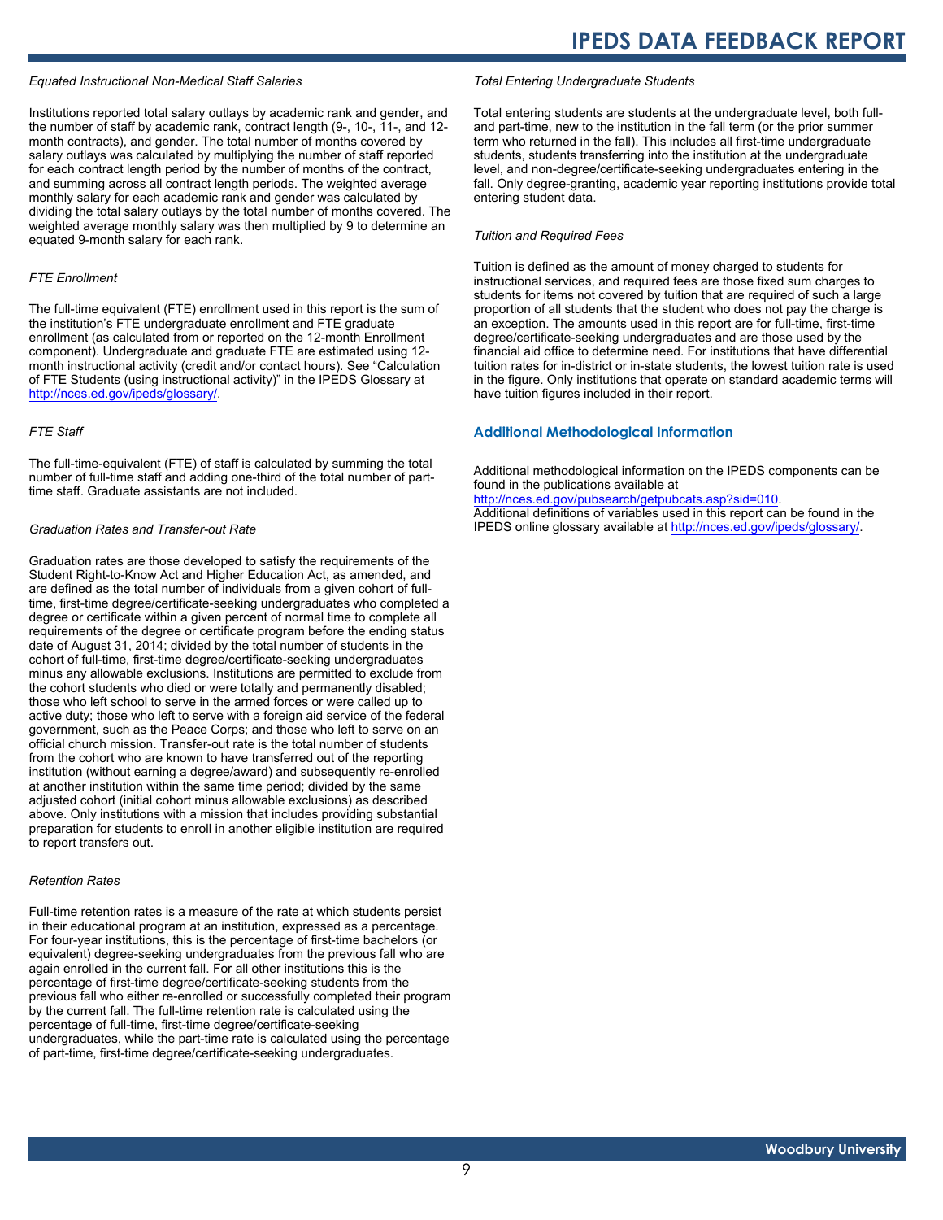*Equated Instructional Non-Medical Staff Salaries*

Institutions reported total salary outlays by academic rank and gender, and the number of staff by academic rank, contract length (9-, 10-, 11-, and 12-month contracts), and gender. The total number of months covered by salary outlays was calculated by multiplying the number of staff reported for each contract length period by the number of months of the contract, and summing across all contract length periods. The weighted average monthly salary for each academic rank and gender was calculated by dividing the total salary outlays by the total number of months covered. The weighted average monthly salary was then multiplied by 9 to determine an equated 9-month salary for each rank.

*FTE Enrollment*

The full-time equivalent (FTE) enrollment used in this report is the sum of the institution's FTE undergraduate enrollment and FTE graduate enrollment (as calculated from or reported on the 12-month Enrollment component). Undergraduate and graduate FTE are estimated using 12-month instructional activity (credit and/or contact hours). See "Calculation of FTE Students (using instructional activity)" in the IPEDS Glossary at http://nces.ed.gov/ipeds/glossary/.

*FTE Staff*

The full-time-equivalent (FTE) of staff is calculated by summing the total number of full-time staff and adding one-third of the total number of part-time staff. Graduate assistants are not included.

*Graduation Rates and Transfer-out Rate*

Graduation rates are those developed to satisfy the requirements of the Student Right-to-Know Act and Higher Education Act, as amended, and are defined as the total number of individuals from a given cohort of full-time, first-time degree/certificate-seeking undergraduates who completed a degree or certificate within a given percent of normal time to complete all requirements of the degree or certificate program before the ending status date of August 31, 2014; divided by the total number of students in the cohort of full-time, first-time degree/certificate-seeking undergraduates minus any allowable exclusions. Institutions are permitted to exclude from the cohort students who died or were totally and permanently disabled; those who left school to serve in the armed forces or were called up to active duty; those who left to serve with a foreign aid service of the federal government, such as the Peace Corps; and those who left to serve on an official church mission. Transfer-out rate is the total number of students from the cohort who are known to have transferred out of the reporting institution (without earning a degree/award) and subsequently re-enrolled at another institution within the same time period; divided by the same adjusted cohort (initial cohort minus allowable exclusions) as described above. Only institutions with a mission that includes providing substantial preparation for students to enroll in another eligible institution are required to report transfers out.

*Retention Rates*

Full-time retention rates is a measure of the rate at which students persist in their educational program at an institution, expressed as a percentage. For four-year institutions, this is the percentage of first-time bachelors (or equivalent) degree-seeking undergraduates from the previous fall who are again enrolled in the current fall. For all other institutions this is the percentage of first-time degree/certificate-seeking students from the previous fall who either re-enrolled or successfully completed their program by the current fall. The full-time retention rate is calculated using the percentage of full-time, first-time degree/certificate-seeking undergraduates, while the part-time rate is calculated using the percentage of part-time, first-time degree/certificate-seeking undergraduates.

*Total Entering Undergraduate Students*

Total entering students are students at the undergraduate level, both full- and part-time, new to the institution in the fall term (or the prior summer term who returned in the fall). This includes all first-time undergraduate students, students transferring into the institution at the undergraduate level, and non-degree/certificate-seeking undergraduates entering in the fall. Only degree-granting, academic year reporting institutions provide total entering student data.

*Tuition and Required Fees*

Tuition is defined as the amount of money charged to students for instructional services, and required fees are those fixed sum charges to students for items not covered by tuition that are required of such a large proportion of all students that the student who does not pay the charge is an exception. The amounts used in this report are for full-time, first-time degree/certificate-seeking undergraduates and are those used by the financial aid office to determine need. For institutions that have differential tuition rates for in-district or in-state students, the lowest tuition rate is used in the figure. Only institutions that operate on standard academic terms will have tuition figures included in their report.

## Additional Methodological Information

Additional methodological information on the IPEDS components can be found in the publications available at http://nces.ed.gov/pubsearch/getpubcats.asp?sid=010.
Additional definitions of variables used in this report can be found in the IPEDS online glossary available at http://nces.ed.gov/ipeds/glossary/.